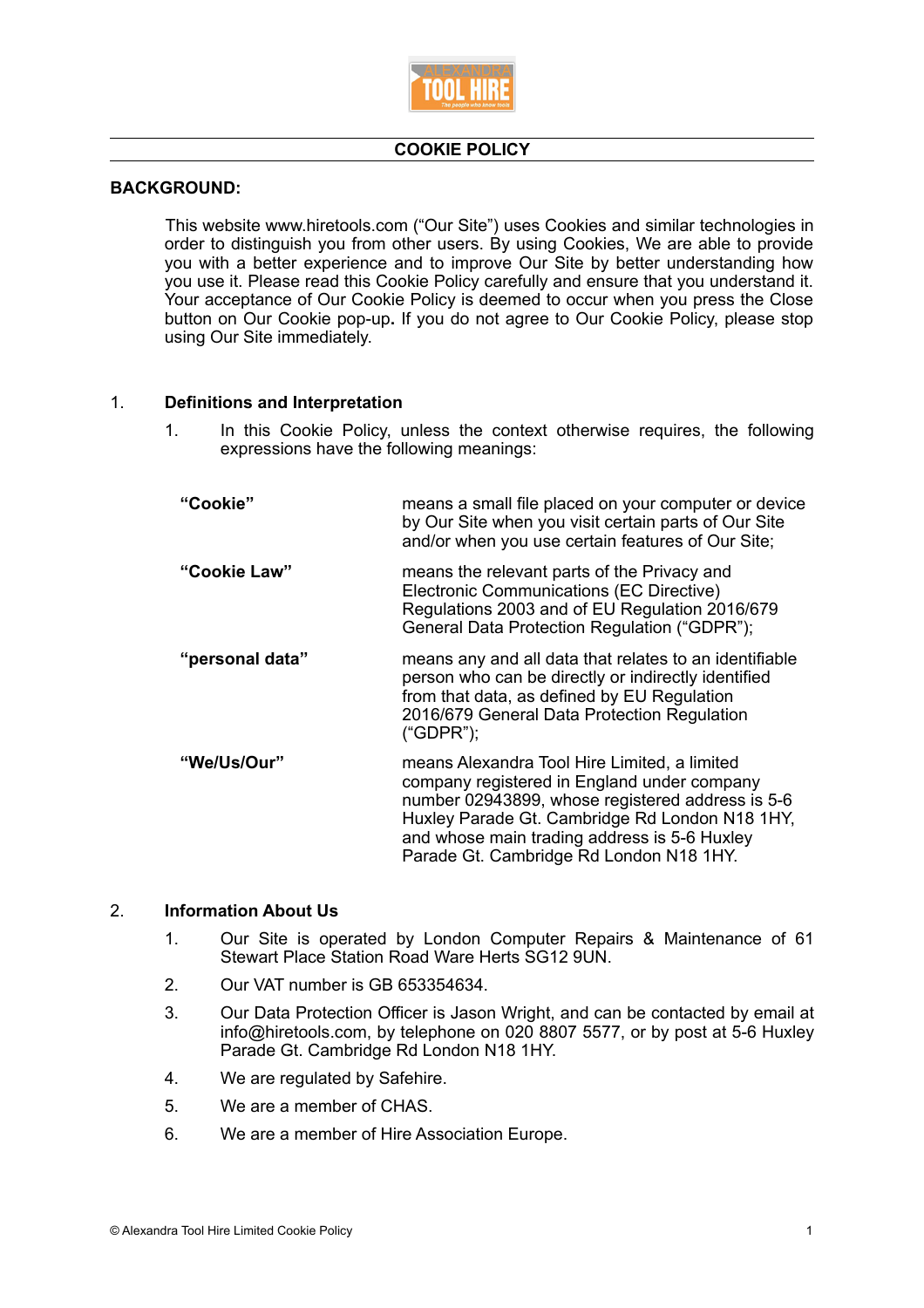# COOKIE POLICY

## BACKGROUND:

This website www.hiretools.com ("Our Site") uses Cookies and similar technologies in order to distinguish you from other users. By using Cookies, We are able to provide you with a better experience and to improve Our Site by better understanding how you use it. Please read this Cookie Policy carefully and ensure that you understand it. Your acceptance of Our Cookie Policy is deemed to occur when you press the Close button on Our Cookie pop-up**.** If you do not agree to Our Cookie Policy, please stop using Our Site immediately.

## 1. Definitions and Interpretation

1. In this Cookie Policy, unless the context otherwise requires, the following expressions have the following meanings:

| | |
|---|---|
| **"Cookie"** | means a small file placed on your computer or device by Our Site when you visit certain parts of Our Site and/or when you use certain features of Our Site; |
| **"Cookie Law"** | means the relevant parts of the Privacy and Electronic Communications (EC Directive) Regulations 2003 and of EU Regulation 2016/679 General Data Protection Regulation ("GDPR"); |
| **"personal data"** | means any and all data that relates to an identifiable person who can be directly or indirectly identified from that data, as defined by EU Regulation 2016/679 General Data Protection Regulation ("GDPR"); |
| **"We/Us/Our"** | means Alexandra Tool Hire Limited, a limited company registered in England under company number 02943899, whose registered address is 5-6 Huxley Parade Gt. Cambridge Rd London N18 1HY, and whose main trading address is 5-6 Huxley Parade Gt. Cambridge Rd London N18 1HY. |

## 2. Information About Us

1. Our Site is operated by London Computer Repairs & Maintenance of 61 Stewart Place Station Road Ware Herts SG12 9UN.
2. Our VAT number is GB 653354634.
3. Our Data Protection Officer is Jason Wright, and can be contacted by email at info@hiretools.com, by telephone on 020 8807 5577, or by post at 5-6 Huxley Parade Gt. Cambridge Rd London N18 1HY.
4. We are regulated by Safehire.
5. We are a member of CHAS.
6. We are a member of Hire Association Europe.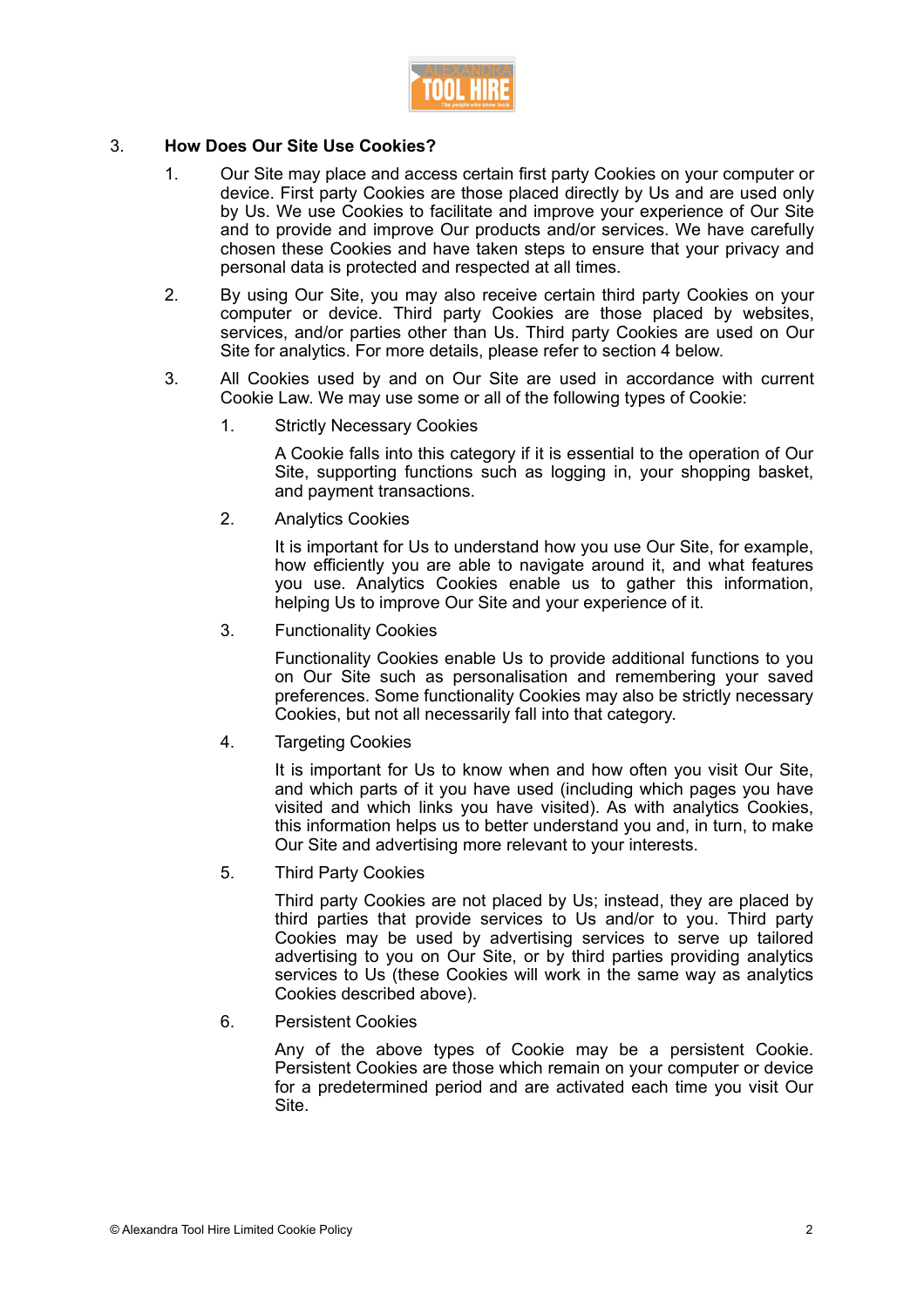## 3. How Does Our Site Use Cookies?

1. Our Site may place and access certain first party Cookies on your computer or device. First party Cookies are those placed directly by Us and are used only by Us. We use Cookies to facilitate and improve your experience of Our Site and to provide and improve Our products and/or services. We have carefully chosen these Cookies and have taken steps to ensure that your privacy and personal data is protected and respected at all times.

2. By using Our Site, you may also receive certain third party Cookies on your computer or device. Third party Cookies are those placed by websites, services, and/or parties other than Us. Third party Cookies are used on Our Site for analytics. For more details, please refer to section 4 below.

3. All Cookies used by and on Our Site are used in accordance with current Cookie Law. We may use some or all of the following types of Cookie:

    1. Strictly Necessary Cookies

        A Cookie falls into this category if it is essential to the operation of Our Site, supporting functions such as logging in, your shopping basket, and payment transactions.

    2. Analytics Cookies

        It is important for Us to understand how you use Our Site, for example, how efficiently you are able to navigate around it, and what features you use. Analytics Cookies enable us to gather this information, helping Us to improve Our Site and your experience of it.

    3. Functionality Cookies

        Functionality Cookies enable Us to provide additional functions to you on Our Site such as personalisation and remembering your saved preferences. Some functionality Cookies may also be strictly necessary Cookies, but not all necessarily fall into that category.

    4. Targeting Cookies

        It is important for Us to know when and how often you visit Our Site, and which parts of it you have used (including which pages you have visited and which links you have visited). As with analytics Cookies, this information helps us to better understand you and, in turn, to make Our Site and advertising more relevant to your interests.

    5. Third Party Cookies

        Third party Cookies are not placed by Us; instead, they are placed by third parties that provide services to Us and/or to you. Third party Cookies may be used by advertising services to serve up tailored advertising to you on Our Site, or by third parties providing analytics services to Us (these Cookies will work in the same way as analytics Cookies described above).

    6. Persistent Cookies

        Any of the above types of Cookie may be a persistent Cookie. Persistent Cookies are those which remain on your computer or device for a predetermined period and are activated each time you visit Our Site.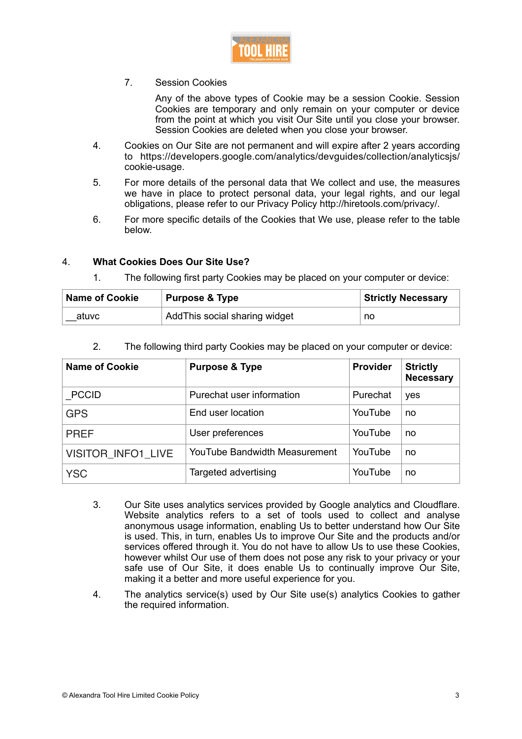7. Session Cookies

   Any of the above types of Cookie may be a session Cookie. Session Cookies are temporary and only remain on your computer or device from the point at which you visit Our Site until you close your browser. Session Cookies are deleted when you close your browser.

4. Cookies on Our Site are not permanent and will expire after 2 years according to https://developers.google.com/analytics/devguides/collection/analyticsjs/cookie-usage.

5. For more details of the personal data that We collect and use, the measures we have in place to protect personal data, your legal rights, and our legal obligations, please refer to our Privacy Policy http://hiretools.com/privacy/.

6. For more specific details of the Cookies that We use, please refer to the table below.

4. **What Cookies Does Our Site Use?**

   1. The following first party Cookies may be placed on your computer or device:

| Name of Cookie | Purpose & Type | Strictly Necessary |
|---|---|---|
| __atuvc | AddThis social sharing widget | no |

   2. The following third party Cookies may be placed on your computer or device:

| Name of Cookie | Purpose & Type | Provider | Strictly Necessary |
|---|---|---|---|
| _PCCID | Purechat user information | Purechat | yes |
| GPS | End user location | YouTube | no |
| PREF | User preferences | YouTube | no |
| VISITOR_INFO1_LIVE | YouTube Bandwidth Measurement | YouTube | no |
| YSC | Targeted advertising | YouTube | no |

   3. Our Site uses analytics services provided by Google analytics and Cloudflare. Website analytics refers to a set of tools used to collect and analyse anonymous usage information, enabling Us to better understand how Our Site is used. This, in turn, enables Us to improve Our Site and the products and/or services offered through it. You do not have to allow Us to use these Cookies, however whilst Our use of them does not pose any risk to your privacy or your safe use of Our Site, it does enable Us to continually improve Our Site, making it a better and more useful experience for you.

   4. The analytics service(s) used by Our Site use(s) analytics Cookies to gather the required information.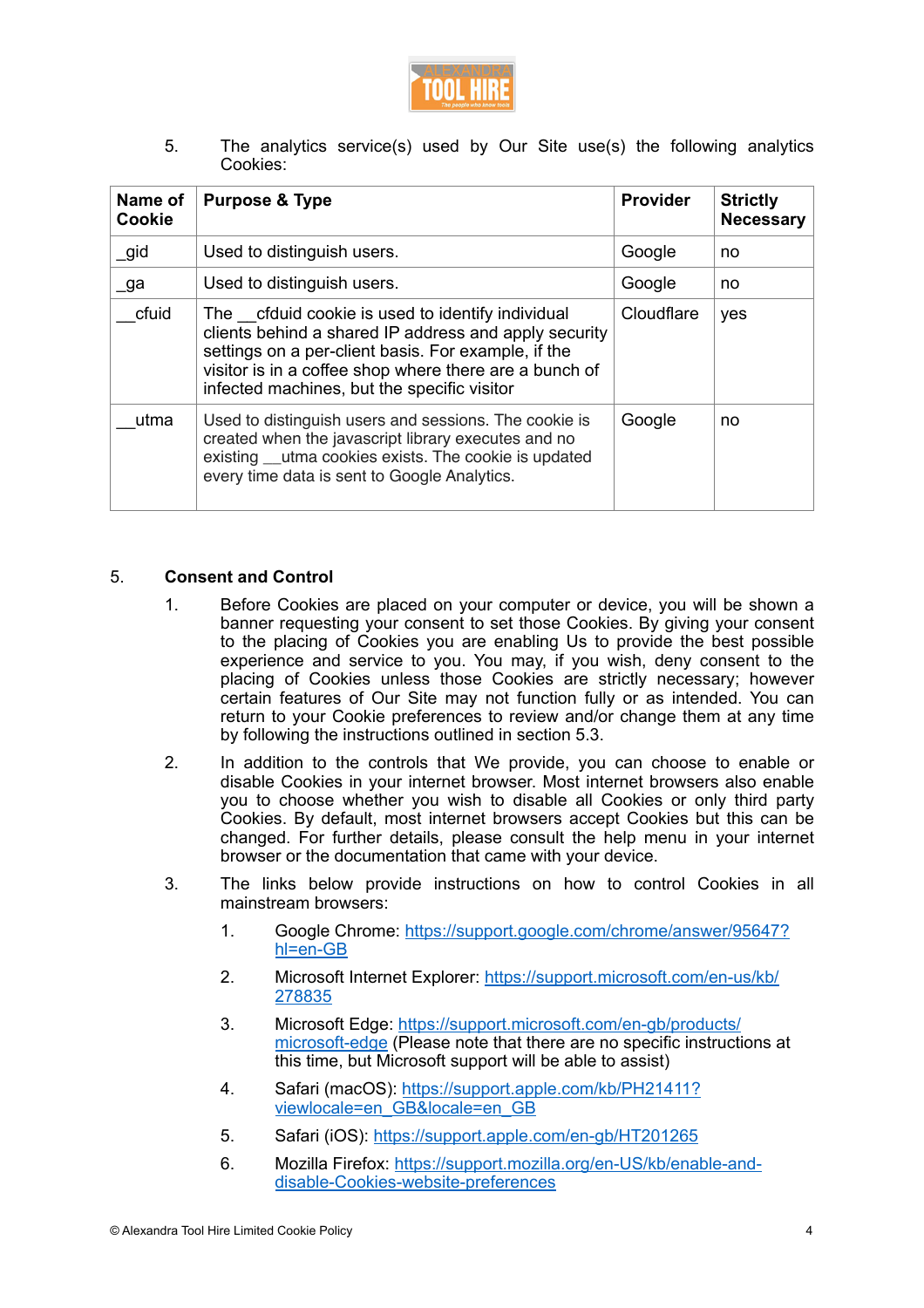5. The analytics service(s) used by Our Site use(s) the following analytics Cookies:

| Name of Cookie | Purpose & Type | Provider | Strictly Necessary |
|---|---|---|---|
| _gid | Used to distinguish users. | Google | no |
| _ga | Used to distinguish users. | Google | no |
| __cfuid | The __cfduid cookie is used to identify individual clients behind a shared IP address and apply security settings on a per-client basis. For example, if the visitor is in a coffee shop where there are a bunch of infected machines, but the specific visitor | Cloudflare | yes |
| __utma | Used to distinguish users and sessions. The cookie is created when the javascript library executes and no existing __utma cookies exists. The cookie is updated every time data is sent to Google Analytics. | Google | no |

## 5. Consent and Control

1. Before Cookies are placed on your computer or device, you will be shown a banner requesting your consent to set those Cookies. By giving your consent to the placing of Cookies you are enabling Us to provide the best possible experience and service to you. You may, if you wish, deny consent to the placing of Cookies unless those Cookies are strictly necessary; however certain features of Our Site may not function fully or as intended. You can return to your Cookie preferences to review and/or change them at any time by following the instructions outlined in section 5.3.

2. In addition to the controls that We provide, you can choose to enable or disable Cookies in your internet browser. Most internet browsers also enable you to choose whether you wish to disable all Cookies or only third party Cookies. By default, most internet browsers accept Cookies but this can be changed. For further details, please consult the help menu in your internet browser or the documentation that came with your device.

3. The links below provide instructions on how to control Cookies in all mainstream browsers:

    1. Google Chrome: https://support.google.com/chrome/answer/95647?hl=en-GB
    2. Microsoft Internet Explorer: https://support.microsoft.com/en-us/kb/278835
    3. Microsoft Edge: https://support.microsoft.com/en-gb/products/microsoft-edge (Please note that there are no specific instructions at this time, but Microsoft support will be able to assist)
    4. Safari (macOS): https://support.apple.com/kb/PH21411?viewlocale=en_GB&locale=en_GB
    5. Safari (iOS): https://support.apple.com/en-gb/HT201265
    6. Mozilla Firefox: https://support.mozilla.org/en-US/kb/enable-and-disable-Cookies-website-preferences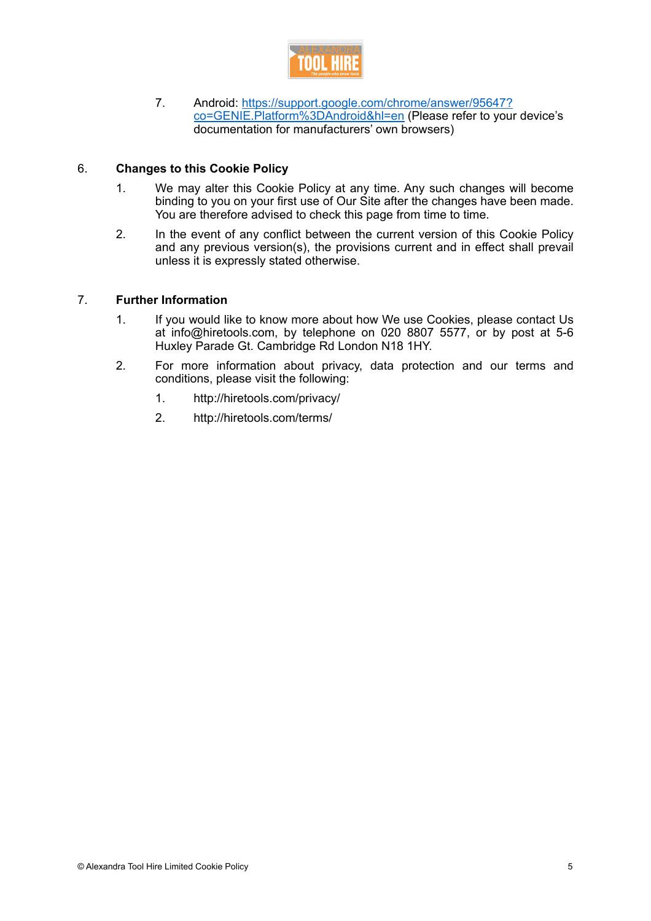7. Android: [https://support.google.com/chrome/answer/95647?co=GENIE.Platform%3DAndroid&hl=en](https://support.google.com/chrome/answer/95647?co=GENIE.Platform%3DAndroid&hl=en) (Please refer to your device's documentation for manufacturers' own browsers)

## 6. Changes to this Cookie Policy

1. We may alter this Cookie Policy at any time. Any such changes will become binding to you on your first use of Our Site after the changes have been made. You are therefore advised to check this page from time to time.
2. In the event of any conflict between the current version of this Cookie Policy and any previous version(s), the provisions current and in effect shall prevail unless it is expressly stated otherwise.

## 7. Further Information

1. If you would like to know more about how We use Cookies, please contact Us at info@hiretools.com, by telephone on 020 8807 5577, or by post at 5-6 Huxley Parade Gt. Cambridge Rd London N18 1HY.
2. For more information about privacy, data protection and our terms and conditions, please visit the following:
   1. http://hiretools.com/privacy/
   2. http://hiretools.com/terms/